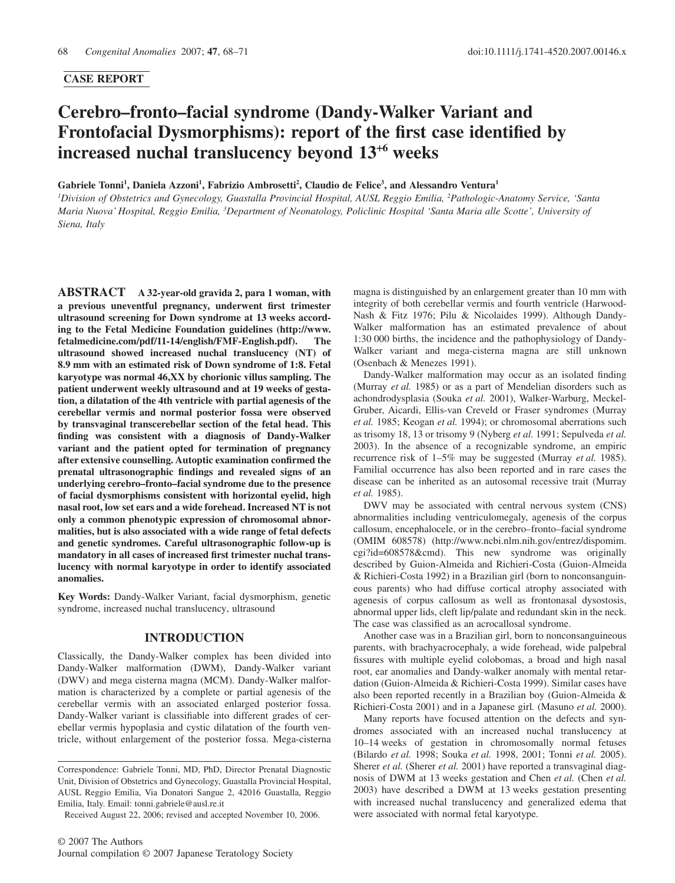**CASE REPORT**

# Cerebro–fronto–facial syndrome (Dandy-Walker Variant and Frontofacial Dysmorphisms): report of the first case identified by increased nuchal translucency beyond 13[+6] weeks

**Gabriele Tonni[1], Daniela Azzoni[1], Fabrizio Ambrosetti[2], Claudio de Felice[3], and Alessandro Ventura[1]**

[1]*Division of Obstetrics and Gynecology, Guastalla Provincial Hospital, AUSL Reggio Emilia,* [2]*Pathologic-Anatomy Service, 'Santa Maria Nuova' Hospital, Reggio Emilia,* [3]*Department of Neonatology, Policlinic Hospital 'Santa Maria alle Scotte', University of Siena, Italy*

**ABSTRACT** **A 32-year-old gravida 2, para 1 woman, with a previous uneventful pregnancy, underwent first trimester ultrasound screening for Down syndrome at 13 weeks according to the Fetal Medicine Foundation guidelines (http://www.fetalmedicine.com/pdf/11-14/english/FMF-English.pdf). The ultrasound showed increased nuchal translucency (NT) of 8.9 mm with an estimated risk of Down syndrome of 1:8. Fetal karyotype was normal 46,XX by chorionic villus sampling. The patient underwent weekly ultrasound and at 19 weeks of gestation, a dilatation of the 4th ventricle with partial agenesis of the cerebellar vermis and normal posterior fossa were observed by transvaginal transcerebellar section of the fetal head. This finding was consistent with a diagnosis of Dandy-Walker variant and the patient opted for termination of pregnancy after extensive counselling. Autoptic examination confirmed the prenatal ultrasonographic findings and revealed signs of an underlying cerebro–fronto–facial syndrome due to the presence of facial dysmorphisms consistent with horizontal eyelid, high nasal root, low set ears and a wide forehead. Increased NT is not only a common phenotypic expression of chromosomal abnormalities, but is also associated with a wide range of fetal defects and genetic syndromes. Careful ultrasonographic follow-up is mandatory in all cases of increased first trimester nuchal translucency with normal karyotype in order to identify associated anomalies.**

**Key Words:** Dandy-Walker Variant, facial dysmorphism, genetic syndrome, increased nuchal translucency, ultrasound

## INTRODUCTION

Classically, the Dandy-Walker complex has been divided into Dandy-Walker malformation (DWM), Dandy-Walker variant (DWV) and mega cisterna magna (MCM). Dandy-Walker malformation is characterized by a complete or partial agenesis of the cerebellar vermis with an associated enlarged posterior fossa. Dandy-Walker variant is classifiable into different grades of cerebellar vermis hypoplasia and cystic dilatation of the fourth ventricle, without enlargement of the posterior fossa. Mega-cisterna magna is distinguished by an enlargement greater than 10 mm with integrity of both cerebellar vermis and fourth ventricle (Harwood-Nash & Fitz 1976; Pilu & Nicolaides 1999). Although Dandy-Walker malformation has an estimated prevalence of about 1:30 000 births, the incidence and the pathophysiology of Dandy-Walker variant and mega-cisterna magna are still unknown (Osenbach & Menezes 1991).

Dandy-Walker malformation may occur as an isolated finding (Murray *et al.* 1985) or as a part of Mendelian disorders such as achondrodysplasia (Souka *et al.* 2001), Walker-Warburg, Meckel-Gruber, Aicardi, Ellis-van Creveld or Fraser syndromes (Murray *et al.* 1985; Keogan *et al.* 1994); or chromosomal aberrations such as trisomy 18, 13 or trisomy 9 (Nyberg *et al.* 1991; Sepulveda *et al.* 2003). In the absence of a recognizable syndrome, an empiric recurrence risk of 1–5% may be suggested (Murray *et al.* 1985). Familial occurrence has also been reported and in rare cases the disease can be inherited as an autosomal recessive trait (Murray *et al.* 1985).

DWV may be associated with central nervous system (CNS) abnormalities including ventriculomegaly, agenesis of the corpus callosum, encephalocele, or in the cerebro–fronto–facial syndrome (OMIM 608578) (http://www.ncbi.nlm.nih.gov/entrez/dispomim.cgi?id=608578&cmd). This new syndrome was originally described by Guion-Almeida and Richieri-Costa (Guion-Almeida & Richieri-Costa 1992) in a Brazilian girl (born to nonconsanguineous parents) who had diffuse cortical atrophy associated with agenesis of corpus callosum as well as frontonasal dysostosis, abnormal upper lids, cleft lip/palate and redundant skin in the neck. The case was classified as an acrocallosal syndrome.

Another case was in a Brazilian girl, born to nonconsanguineous parents, with brachyacrocephaly, a wide forehead, wide palpebral fissures with multiple eyelid colobomas, a broad and high nasal root, ear anomalies and Dandy-walker anomaly with mental retardation (Guion-Almeida & Richieri-Costa 1999). Similar cases have also been reported recently in a Brazilian boy (Guion-Almeida & Richieri-Costa 2001) and in a Japanese girl (Masuno *et al.* 2000).

Many reports have focused attention on the defects and syndromes associated with an increased nuchal translucency at 10–14 weeks of gestation in chromosomally normal fetuses (Bilardo *et al.* 1998; Souka *et al.* 1998, 2001; Tonni *et al.* 2005). Sherer *et al.* (Sherer *et al.* 2001) have reported a transvaginal diagnosis of DWM at 13 weeks gestation and Chen *et al.* (Chen *et al.* 2003) have described a DWM at 13 weeks gestation presenting with increased nuchal translucency and generalized edema that were associated with normal fetal karyotype.

Correspondence: Gabriele Tonni, MD, PhD, Director Prenatal Diagnostic Unit, Division of Obstetrics and Gynecology, Guastalla Provincial Hospital, AUSL Reggio Emilia, Via Donatori Sangue 2, 42016 Guastalla, Reggio Emilia, Italy. Email: tonni.gabriele@ausl.re.it

Received August 22, 2006; revised and accepted November 10, 2006.

© 2007 The Authors
Journal compilation © 2007 Japanese Teratology Society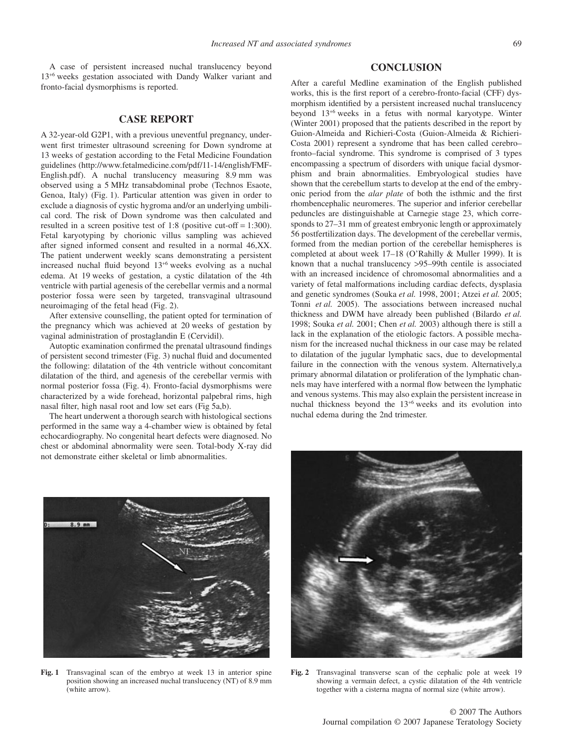A case of persistent increased nuchal translucency beyond $13^{+6}$ weeks gestation associated with Dandy Walker variant and fronto-facial dysmorphisms is reported.

## CASE REPORT

A 32-year-old G2P1, with a previous uneventful pregnancy, underwent first trimester ultrasound screening for Down syndrome at 13 weeks of gestation according to the Fetal Medicine Foundation guidelines (http://www.fetalmedicine.com/pdf/11-14/english/FMF-English.pdf). A nuchal translucency measuring 8.9 mm was observed using a 5 MHz transabdominal probe (Technos Esaote, Genoa, Italy) (Fig. 1). Particular attention was given in order to exclude a diagnosis of cystic hygroma and/or an underlying umbilical cord. The risk of Down syndrome was then calculated and resulted in a screen positive test of 1:8 (positive cut-off = 1:300). Fetal karyotyping by chorionic villus sampling was achieved after signed informed consent and resulted in a normal 46,XX. The patient underwent weekly scans demonstrating a persistent increased nuchal fluid beyond $13^{+6}$ weeks evolving as a nuchal edema. At 19 weeks of gestation, a cystic dilatation of the 4th ventricle with partial agenesis of the cerebellar vermis and a normal posterior fossa were seen by targeted, transvaginal ultrasound neuroimaging of the fetal head (Fig. 2).

After extensive counselling, the patient opted for termination of the pregnancy which was achieved at 20 weeks of gestation by vaginal administration of prostaglandin E (Cervidil).

Autoptic examination confirmed the prenatal ultrasound findings of persistent second trimester (Fig. 3) nuchal fluid and documented the following: dilatation of the 4th ventricle without concomitant dilatation of the third, and agenesis of the cerebellar vermis with normal posterior fossa (Fig. 4). Fronto-facial dysmorphisms were characterized by a wide forehead, horizontal palpebral rims, high nasal filter, high nasal root and low set ears (Fig 5a,b).

The heart underwent a thorough search with histological sections performed in the same way a 4-chamber wiew is obtained by fetal echocardiography. No congenital heart defects were diagnosed. No chest or abdominal abnormality were seen. Total-body X-ray did not demonstrate either skeletal or limb abnormalities.

## CONCLUSION

After a careful Medline examination of the English published works, this is the first report of a cerebro-fronto-facial (CFF) dysmorphism identified by a persistent increased nuchal translucency beyond $13^{+6}$ weeks in a fetus with normal karyotype. Winter (Winter 2001) proposed that the patients described in the report by Guion-Almeida and Richieri-Costa (Guion-Almeida & Richieri-Costa 2001) represent a syndrome that has been called cerebro–fronto–facial syndrome. This syndrome is comprised of 3 types encompassing a spectrum of disorders with unique facial dysmorphism and brain abnormalities. Embryological studies have shown that the cerebellum starts to develop at the end of the embryonic period from the *alar plate* of both the isthmic and the first rhombencephalic neuromeres. The superior and inferior cerebellar peduncles are distinguishable at Carnegie stage 23, which corresponds to 27–31 mm of greatest embryonic length or approximately 56 postfertilization days. The development of the cerebellar vermis, formed from the median portion of the cerebellar hemispheres is completed at about week 17–18 (O'Rahilly & Muller 1999). It is known that a nuchal translucency >95–99th centile is associated with an increased incidence of chromosomal abnormalities and a variety of fetal malformations including cardiac defects, dysplasia and genetic syndromes (Souka *et al.* 1998, 2001; Atzei *et al.* 2005; Tonni *et al.* 2005). The associations between increased nuchal thickness and DWM have already been published (Bilardo *et al.* 1998; Souka *et al.* 2001; Chen *et al.* 2003) although there is still a lack in the explanation of the etiologic factors. A possible mechanism for the increased nuchal thickness in our case may be related to dilatation of the jugular lymphatic sacs, due to developmental failure in the connection with the venous system. Alternatively,a primary abnormal dilatation or proliferation of the lymphatic channels may have interfered with a normal flow between the lymphatic and venous systems. This may also explain the persistent increase in nuchal thickness beyond the $13^{+6}$ weeks and its evolution into nuchal edema during the 2nd trimester.

**Fig. 1** Transvaginal scan of the embryo at week 13 in anterior spine position showing an increased nuchal translucency (NT) of 8.9 mm (white arrow).

**Fig. 2** Transvaginal transverse scan of the cephalic pole at week 19 showing a vermain defect, a cystic dilatation of the 4th ventricle together with a cisterna magna of normal size (white arrow).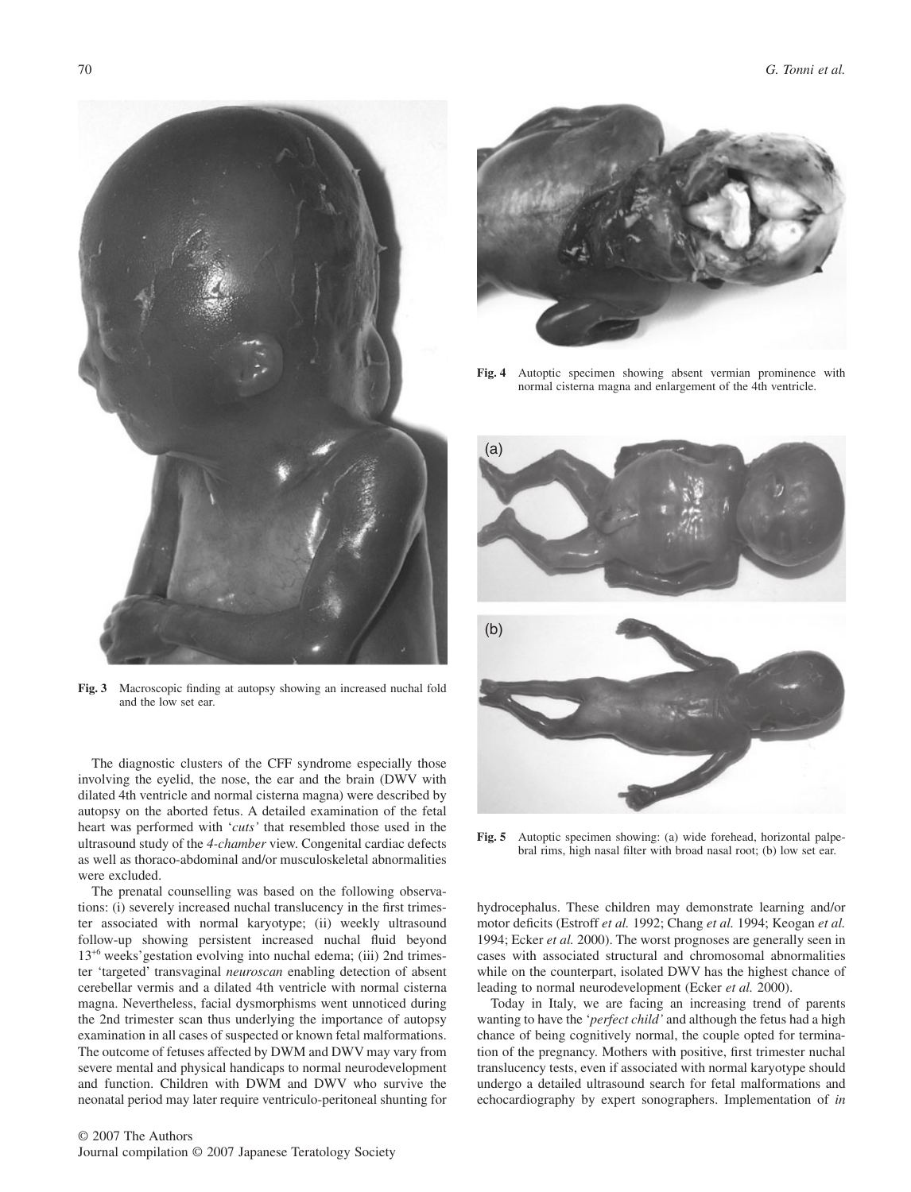Fig. 3 Macroscopic finding at autopsy showing an increased nuchal fold and the low set ear.

Fig. 4 Autoptic specimen showing absent vermian prominence with normal cisterna magna and enlargement of the 4th ventricle.

Fig. 5 Autoptic specimen showing: (a) wide forehead, horizontal palpebral rims, high nasal filter with broad nasal root; (b) low set ear.

The diagnostic clusters of the CFF syndrome especially those involving the eyelid, the nose, the ear and the brain (DWV with dilated 4th ventricle and normal cisterna magna) were described by autopsy on the aborted fetus. A detailed examination of the fetal heart was performed with '*cuts*' that resembled those used in the ultrasound study of the *4-chamber* view. Congenital cardiac defects as well as thoraco-abdominal and/or musculoskeletal abnormalities were excluded.

The prenatal counselling was based on the following observations: (i) severely increased nuchal translucency in the first trimester associated with normal karyotype; (ii) weekly ultrasound follow-up showing persistent increased nuchal fluid beyond $13^{+6}$ weeks'gestation evolving into nuchal edema; (iii) 2nd trimester 'targeted' transvaginal *neuroscan* enabling detection of absent cerebellar vermis and a dilated 4th ventricle with normal cisterna magna. Nevertheless, facial dysmorphisms went unnoticed during the 2nd trimester scan thus underlying the importance of autopsy examination in all cases of suspected or known fetal malformations. The outcome of fetuses affected by DWM and DWV may vary from severe mental and physical handicaps to normal neurodevelopment and function. Children with DWM and DWV who survive the neonatal period may later require ventriculo-peritoneal shunting for hydrocephalus. These children may demonstrate learning and/or motor deficits (Estroff *et al.* 1992; Chang *et al.* 1994; Keogan *et al.* 1994; Ecker *et al.* 2000). The worst prognoses are generally seen in cases with associated structural and chromosomal abnormalities while on the counterpart, isolated DWV has the highest chance of leading to normal neurodevelopment (Ecker *et al.* 2000).

Today in Italy, we are facing an increasing trend of parents wanting to have the '*perfect child*' and although the fetus had a high chance of being cognitively normal, the couple opted for termination of the pregnancy. Mothers with positive, first trimester nuchal translucency tests, even if associated with normal karyotype should undergo a detailed ultrasound search for fetal malformations and echocardiography by expert sonographers. Implementation of *in*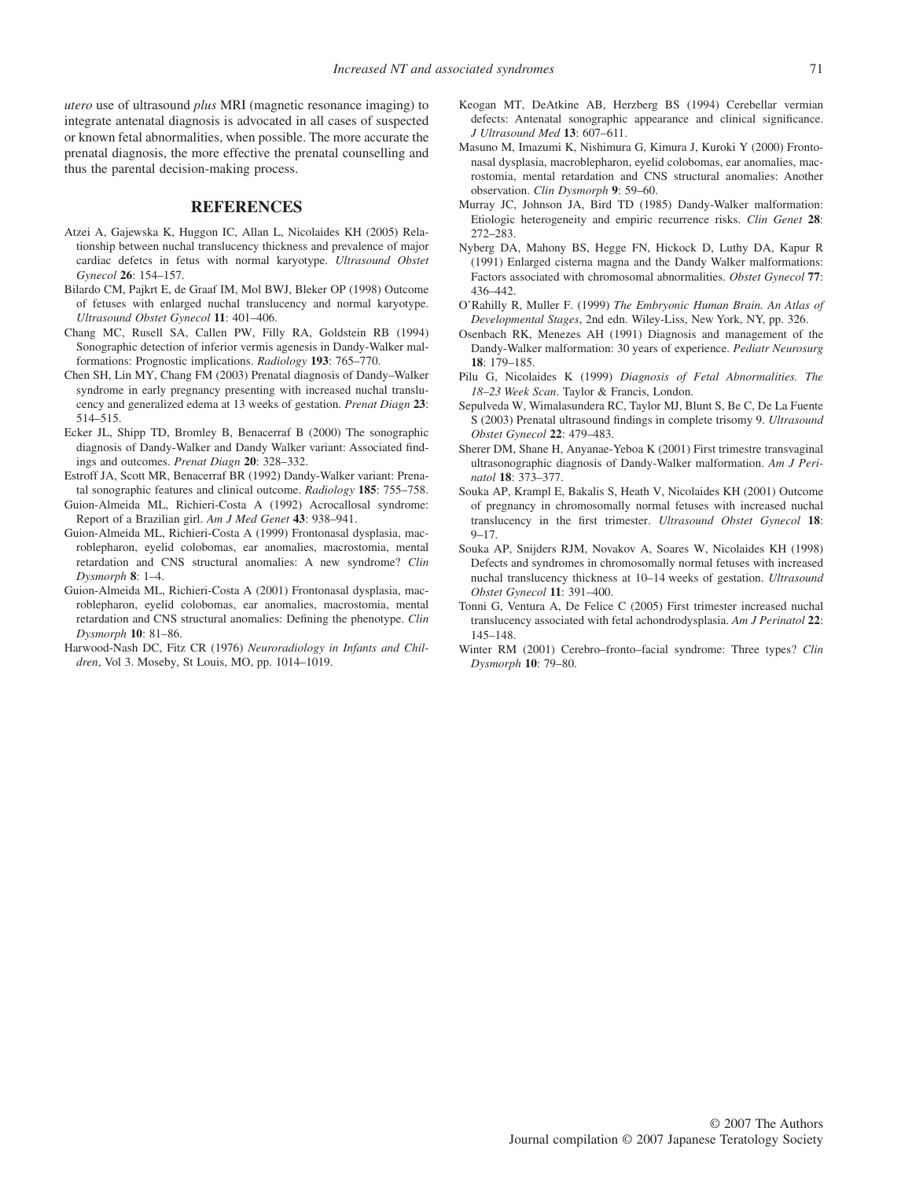*utero* use of ultrasound *plus* MRI (magnetic resonance imaging) to integrate antenatal diagnosis is advocated in all cases of suspected or known fetal abnormalities, when possible. The more accurate the prenatal diagnosis, the more effective the prenatal counselling and thus the parental decision-making process.

## REFERENCES

Atzei A, Gajewska K, Huggon IC, Allan L, Nicolaides KH (2005) Relationship between nuchal translucency thickness and prevalence of major cardiac defetcs in fetus with normal karyotype. *Ultrasound Obstet Gynecol* **26**: 154–157.

Bilardo CM, Pajkrt E, de Graaf IM, Mol BWJ, Bleker OP (1998) Outcome of fetuses with enlarged nuchal translucency and normal karyotype. *Ultrasound Obstet Gynecol* **11**: 401–406.

Chang MC, Rusell SA, Callen PW, Filly RA, Goldstein RB (1994) Sonographic detection of inferior vermis agenesis in Dandy-Walker malformations: Prognostic implications. *Radiology* **193**: 765–770.

Chen SH, Lin MY, Chang FM (2003) Prenatal diagnosis of Dandy–Walker syndrome in early pregnancy presenting with increased nuchal translucency and generalized edema at 13 weeks of gestation. *Prenat Diagn* **23**: 514–515.

Ecker JL, Shipp TD, Bromley B, Benacerraf B (2000) The sonographic diagnosis of Dandy-Walker and Dandy Walker variant: Associated findings and outcomes. *Prenat Diagn* **20**: 328–332.

Estroff JA, Scott MR, Benacerraf BR (1992) Dandy-Walker variant: Prenatal sonographic features and clinical outcome. *Radiology* **185**: 755–758.

Guion-Almeida ML, Richieri-Costa A (1992) Acrocallosal syndrome: Report of a Brazilian girl. *Am J Med Genet* **43**: 938–941.

Guion-Almeida ML, Richieri-Costa A (1999) Frontonasal dysplasia, macroblepharon, eyelid colobomas, ear anomalies, macrostomia, mental retardation and CNS structural anomalies: A new syndrome? *Clin Dysmorph* **8**: 1–4.

Guion-Almeida ML, Richieri-Costa A (2001) Frontonasal dysplasia, macroblepharon, eyelid colobomas, ear anomalies, macrostomia, mental retardation and CNS structural anomalies: Defining the phenotype. *Clin Dysmorph* **10**: 81–86.

Harwood-Nash DC, Fitz CR (1976) *Neuroradiology in Infants and Children*, Vol 3. Moseby, St Louis, MO, pp. 1014–1019.

Keogan MT, DeAtkine AB, Herzberg BS (1994) Cerebellar vermian defects: Antenatal sonographic appearance and clinical significance. *J Ultrasound Med* **13**: 607–611.

Masuno M, Imazumi K, Nishimura G, Kimura J, Kuroki Y (2000) Frontonasal dysplasia, macroblepharon, eyelid colobomas, ear anomalies, macrostomia, mental retardation and CNS structural anomalies: Another observation. *Clin Dysmorph* **9**: 59–60.

Murray JC, Johnson JA, Bird TD (1985) Dandy-Walker malformation: Etiologic heterogeneity and empiric recurrence risks. *Clin Genet* **28**: 272–283.

Nyberg DA, Mahony BS, Hegge FN, Hickock D, Luthy DA, Kapur R (1991) Enlarged cisterna magna and the Dandy Walker malformations: Factors associated with chromosomal abnormalities. *Obstet Gynecol* **77**: 436–442.

O'Rahilly R, Muller F. (1999) *The Embryonic Human Brain. An Atlas of Developmental Stages*, 2nd edn. Wiley-Liss, New York, NY, pp. 326.

Osenbach RK, Menezes AH (1991) Diagnosis and management of the Dandy-Walker malformation: 30 years of experience. *Pediatr Neurosurg* **18**: 179–185.

Pilu G, Nicolaides K (1999) *Diagnosis of Fetal Abnormalities. The 18–23 Week Scan*. Taylor & Francis, London.

Sepulveda W, Wimalasundera RC, Taylor MJ, Blunt S, Be C, De La Fuente S (2003) Prenatal ultrasound findings in complete trisomy 9. *Ultrasound Obstet Gynecol* **22**: 479–483.

Sherer DM, Shane H, Anyanae-Yeboa K (2001) First trimestre transvaginal ultrasonographic diagnosis of Dandy-Walker malformation. *Am J Perinatol* **18**: 373–377.

Souka AP, Krampl E, Bakalis S, Heath V, Nicolaides KH (2001) Outcome of pregnancy in chromosomally normal fetuses with increased nuchal translucency in the first trimester. *Ultrasound Obstet Gynecol* **18**: 9–17.

Souka AP, Snijders RJM, Novakov A, Soares W, Nicolaides KH (1998) Defects and syndromes in chromosomally normal fetuses with increased nuchal translucency thickness at 10–14 weeks of gestation. *Ultrasound Obstet Gynecol* **11**: 391–400.

Tonni G, Ventura A, De Felice C (2005) First trimester increased nuchal translucency associated with fetal achondrodysplasia. *Am J Perinatol* **22**: 145–148.

Winter RM (2001) Cerebro–fronto–facial syndrome: Three types? *Clin Dysmorph* **10**: 79–80.